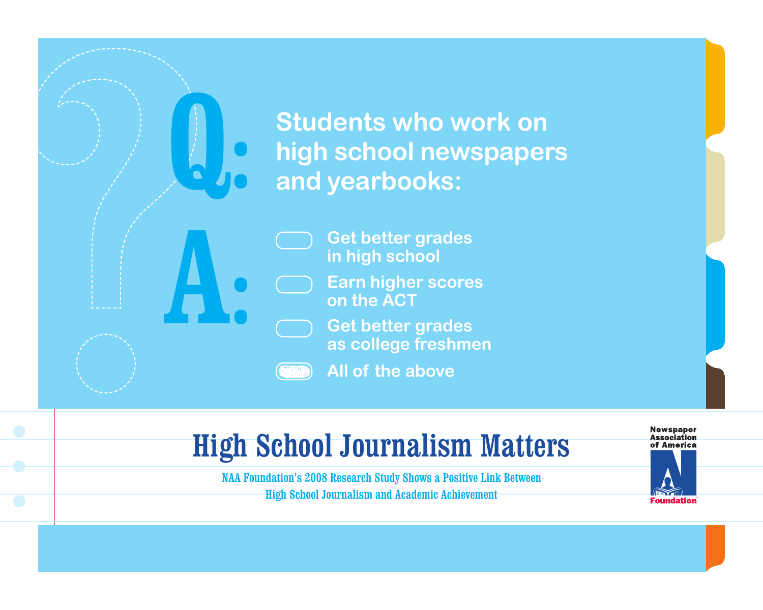**Q:** Students who work on high school newspapers and yearbooks:

**A:**

- [ ] Get better grades in high school
- [ ] Earn higher scores on the ACT
- [ ] Get better grades as college freshmen
- [x] All of the above

# High School Journalism Matters

NAA Foundation's 2008 Research Study Shows a Positive Link Between High School Journalism and Academic Achievement

Newspaper Association of America Foundation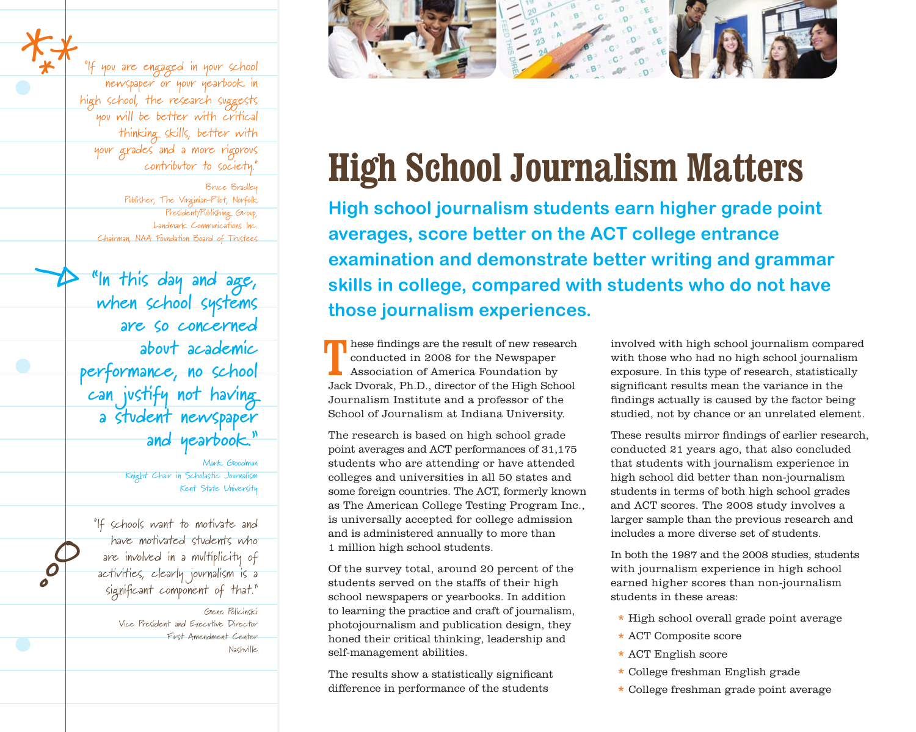# High School Journalism Matters

**High school journalism students earn higher grade point averages, score better on the ACT college entrance examination and demonstrate better writing and grammar skills in college, compared with students who do not have those journalism experiences.**

These findings are the result of new research conducted in 2008 for the Newspaper Association of America Foundation by Jack Dvorak, Ph.D., director of the High School Journalism Institute and a professor of the School of Journalism at Indiana University.

The research is based on high school grade point averages and ACT performances of 31,175 students who are attending or have attended colleges and universities in all 50 states and some foreign countries. The ACT, formerly known as The American College Testing Program Inc., is universally accepted for college admission and is administered annually to more than 1 million high school students.

Of the survey total, around 20 percent of the students served on the staffs of their high school newspapers or yearbooks. In addition to learning the practice and craft of journalism, photojournalism and publication design, they honed their critical thinking, leadership and self-management abilities.

The results show a statistically significant difference in performance of the students involved with high school journalism compared with those who had no high school journalism exposure. In this type of research, statistically significant results mean the variance in the findings actually is caused by the factor being studied, not by chance or an unrelated element.

These results mirror findings of earlier research, conducted 21 years ago, that also concluded that students with journalism experience in high school did better than non-journalism students in terms of both high school grades and ACT scores. The 2008 study involves a larger sample than the previous research and includes a more diverse set of students.

In both the 1987 and the 2008 studies, students with journalism experience in high school earned higher scores than non-journalism students in these areas:

- High school overall grade point average
- ACT Composite score
- ACT English score
- College freshman English grade
- College freshman grade point average

"If you are engaged in your school newspaper or your yearbook in high school, the research suggests you will be better with critical thinking skills, better with your grades and a more rigorous contributor to society."

Bruce Bradley
Publisher, The Virginian-Pilot, Norfolk
President/Publishing Group, Landmark Communications Inc.
Chairman, NAA Foundation Board of Trustees

"In this day and age, when school systems are so concerned about academic performance, no school can justify not having a student newspaper and yearbook."

Mark Goodman
Knight Chair in Scholastic Journalism
Kent State University

"If schools want to motivate and have motivated students who are involved in a multiplicity of activities, clearly journalism is a significant component of that."

Gene Policinski
Vice President and Executive Director
First Amendment Center
Nashville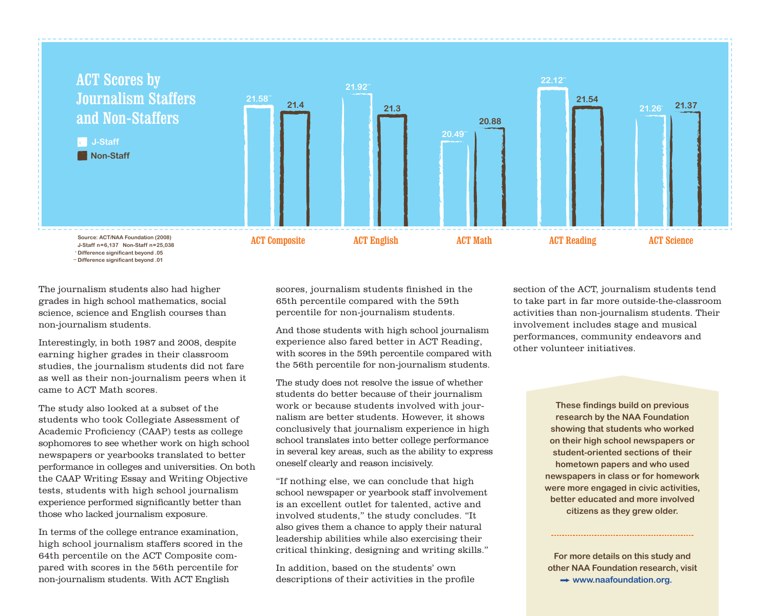## ACT Scores by Journalism Staffers and Non-Staffers

| | J-Staff | Non-Staff |
|---|---|---|
| ACT Composite | 21.58** | 21.4 |
| ACT English | 21.92** | 21.3 |
| ACT Math | 20.49** | 20.88 |
| ACT Reading | 22.12** | 21.54 |
| ACT Science | 21.26* | 21.37 |

Source: ACT/NAA Foundation (2008)
J-Staff n=6,137 Non-Staff n=25,038
* Difference significant beyond .05
** Difference significant beyond .01

The journalism students also had higher grades in high school mathematics, social science, science and English courses than non-journalism students.

Interestingly, in both 1987 and 2008, despite earning higher grades in their classroom studies, the journalism students did not fare as well as their non-journalism peers when it came to ACT Math scores.

The study also looked at a subset of the students who took Collegiate Assessment of Academic Proficiency (CAAP) tests as college sophomores to see whether work on high school newspapers or yearbooks translated to better performance in colleges and universities. On both the CAAP Writing Essay and Writing Objective tests, students with high school journalism experience performed significantly better than those who lacked journalism exposure.

In terms of the college entrance examination, high school journalism staffers scored in the 64th percentile on the ACT Composite compared with scores in the 56th percentile for non-journalism students. With ACT English scores, journalism students finished in the 65th percentile compared with the 59th percentile for non-journalism students.

And those students with high school journalism experience also fared better in ACT Reading, with scores in the 59th percentile compared with the 56th percentile for non-journalism students.

The study does not resolve the issue of whether students do better because of their journalism work or because students involved with journalism are better students. However, it shows conclusively that journalism experience in high school translates into better college performance in several key areas, such as the ability to express oneself clearly and reason incisively.

"If nothing else, we can conclude that high school newspaper or yearbook staff involvement is an excellent outlet for talented, active and involved students," the study concludes. "It also gives them a chance to apply their natural leadership abilities while also exercising their critical thinking, designing and writing skills."

In addition, based on the students' own descriptions of their activities in the profile section of the ACT, journalism students tend to take part in far more outside-the-classroom activities than non-journalism students. Their involvement includes stage and musical performances, community endeavors and other volunteer initiatives.

**These findings build on previous research by the NAA Foundation showing that students who worked on their high school newspapers or student-oriented sections of their hometown papers and who used newspapers in class or for homework were more engaged in civic activities, better educated and more involved citizens as they grew older.**

**For more details on this study and other NAA Foundation research, visit ➡ www.naafoundation.org.**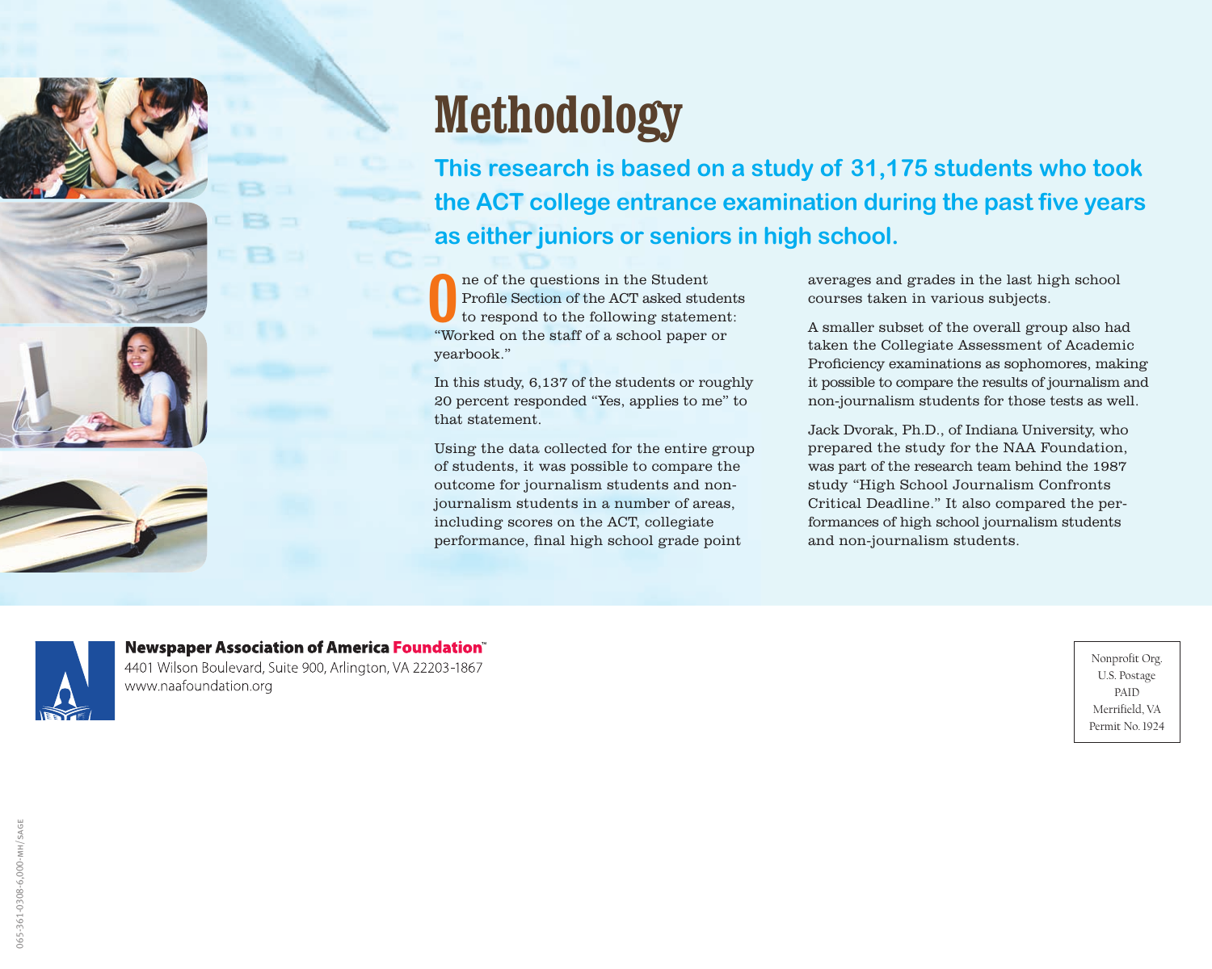# Methodology

**This research is based on a study of 31,175 students who took the ACT college entrance examination during the past five years as either juniors or seniors in high school.**

One of the questions in the Student Profile Section of the ACT asked students to respond to the following statement: "Worked on the staff of a school paper or yearbook."

In this study, 6,137 of the students or roughly 20 percent responded "Yes, applies to me" to that statement.

Using the data collected for the entire group of students, it was possible to compare the outcome for journalism students and non-journalism students in a number of areas, including scores on the ACT, collegiate performance, final high school grade point averages and grades in the last high school courses taken in various subjects.

A smaller subset of the overall group also had taken the Collegiate Assessment of Academic Proficiency examinations as sophomores, making it possible to compare the results of journalism and non-journalism students for those tests as well.

Jack Dvorak, Ph.D., of Indiana University, who prepared the study for the NAA Foundation, was part of the research team behind the 1987 study "High School Journalism Confronts Critical Deadline." It also compared the performances of high school journalism students and non-journalism students.

**Newspaper Association of America Foundation**™
4401 Wilson Boulevard, Suite 900, Arlington, VA 22203-1867
www.naafoundation.org

Nonprofit Org.
U.S. Postage
PAID
Merrifield, VA
Permit No. 1924

065-361-0308-6,000-MH/SAGE